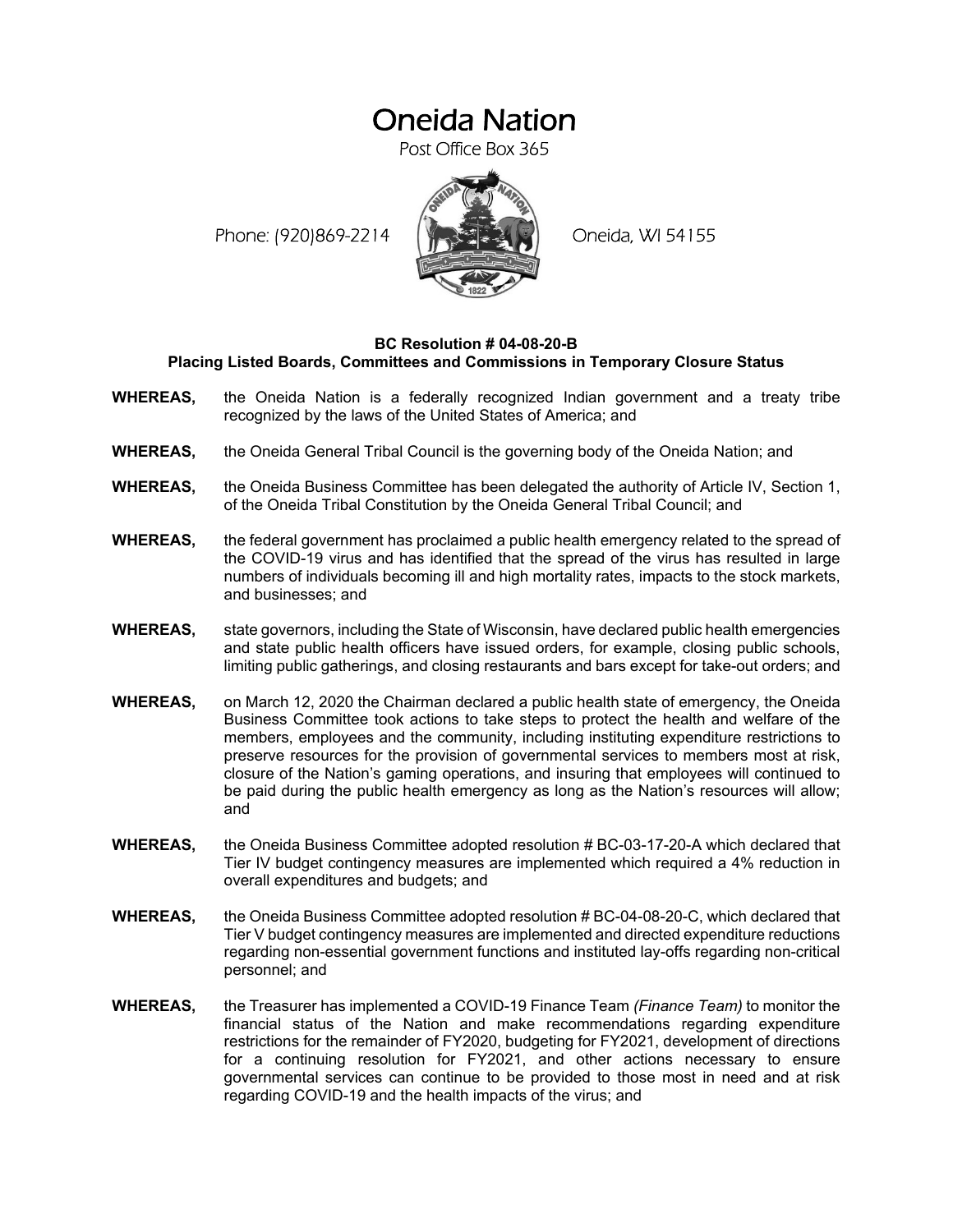# Oneida Nation

Post Office Box 365

Phone: (920)869-2214 Oneida, WI 54155

**BC Resolution # 04-08-20-B**
**Placing Listed Boards, Committees and Commissions in Temporary Closure Status**

**WHEREAS,** the Oneida Nation is a federally recognized Indian government and a treaty tribe recognized by the laws of the United States of America; and

**WHEREAS,** the Oneida General Tribal Council is the governing body of the Oneida Nation; and

**WHEREAS,** the Oneida Business Committee has been delegated the authority of Article IV, Section 1, of the Oneida Tribal Constitution by the Oneida General Tribal Council; and

**WHEREAS,** the federal government has proclaimed a public health emergency related to the spread of the COVID-19 virus and has identified that the spread of the virus has resulted in large numbers of individuals becoming ill and high mortality rates, impacts to the stock markets, and businesses; and

**WHEREAS,** state governors, including the State of Wisconsin, have declared public health emergencies and state public health officers have issued orders, for example, closing public schools, limiting public gatherings, and closing restaurants and bars except for take-out orders; and

**WHEREAS,** on March 12, 2020 the Chairman declared a public health state of emergency, the Oneida Business Committee took actions to take steps to protect the health and welfare of the members, employees and the community, including instituting expenditure restrictions to preserve resources for the provision of governmental services to members most at risk, closure of the Nation's gaming operations, and insuring that employees will continued to be paid during the public health emergency as long as the Nation's resources will allow; and

**WHEREAS,** the Oneida Business Committee adopted resolution # BC-03-17-20-A which declared that Tier IV budget contingency measures are implemented which required a 4% reduction in overall expenditures and budgets; and

**WHEREAS,** the Oneida Business Committee adopted resolution # BC-04-08-20-C, which declared that Tier V budget contingency measures are implemented and directed expenditure reductions regarding non-essential government functions and instituted lay-offs regarding non-critical personnel; and

**WHEREAS,** the Treasurer has implemented a COVID-19 Finance Team *(Finance Team)* to monitor the financial status of the Nation and make recommendations regarding expenditure restrictions for the remainder of FY2020, budgeting for FY2021, development of directions for a continuing resolution for FY2021, and other actions necessary to ensure governmental services can continue to be provided to those most in need and at risk regarding COVID-19 and the health impacts of the virus; and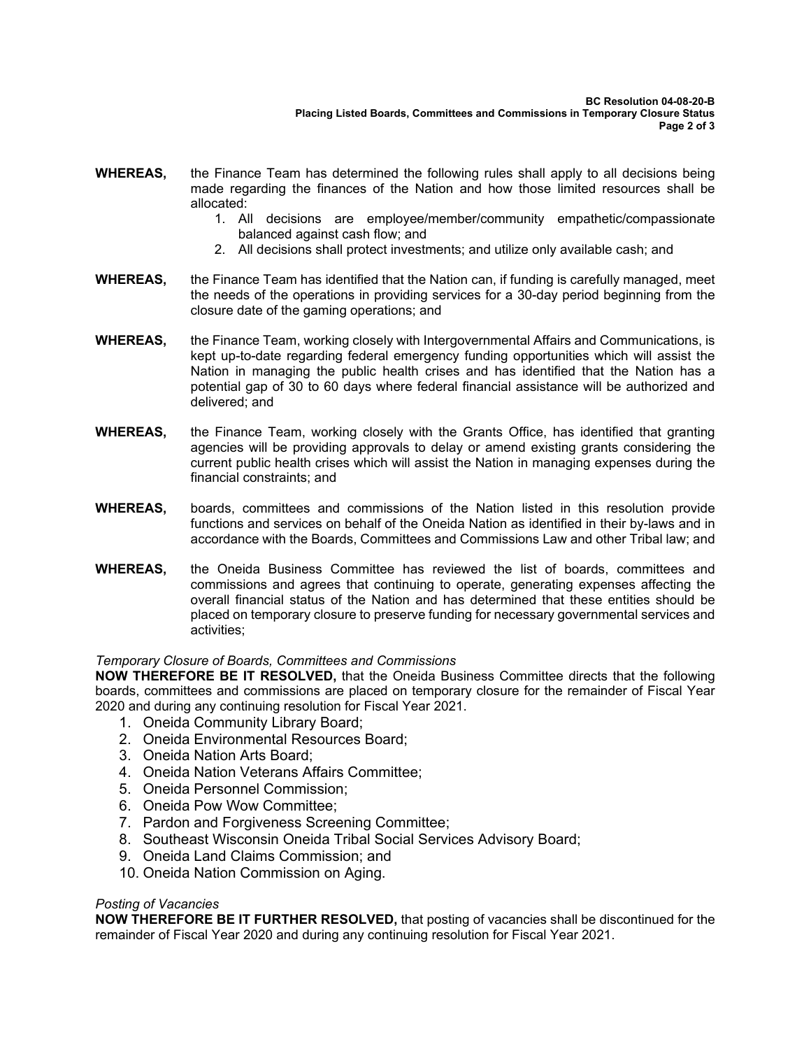**WHEREAS,** the Finance Team has determined the following rules shall apply to all decisions being made regarding the finances of the Nation and how those limited resources shall be allocated:

1. All decisions are employee/member/community empathetic/compassionate balanced against cash flow; and
2. All decisions shall protect investments; and utilize only available cash; and

**WHEREAS,** the Finance Team has identified that the Nation can, if funding is carefully managed, meet the needs of the operations in providing services for a 30-day period beginning from the closure date of the gaming operations; and

**WHEREAS,** the Finance Team, working closely with Intergovernmental Affairs and Communications, is kept up-to-date regarding federal emergency funding opportunities which will assist the Nation in managing the public health crises and has identified that the Nation has a potential gap of 30 to 60 days where federal financial assistance will be authorized and delivered; and

**WHEREAS,** the Finance Team, working closely with the Grants Office, has identified that granting agencies will be providing approvals to delay or amend existing grants considering the current public health crises which will assist the Nation in managing expenses during the financial constraints; and

**WHEREAS,** boards, committees and commissions of the Nation listed in this resolution provide functions and services on behalf of the Oneida Nation as identified in their by-laws and in accordance with the Boards, Committees and Commissions Law and other Tribal law; and

**WHEREAS,** the Oneida Business Committee has reviewed the list of boards, committees and commissions and agrees that continuing to operate, generating expenses affecting the overall financial status of the Nation and has determined that these entities should be placed on temporary closure to preserve funding for necessary governmental services and activities;

*Temporary Closure of Boards, Committees and Commissions*

**NOW THEREFORE BE IT RESOLVED,** that the Oneida Business Committee directs that the following boards, committees and commissions are placed on temporary closure for the remainder of Fiscal Year 2020 and during any continuing resolution for Fiscal Year 2021.

1. Oneida Community Library Board;
2. Oneida Environmental Resources Board;
3. Oneida Nation Arts Board;
4. Oneida Nation Veterans Affairs Committee;
5. Oneida Personnel Commission;
6. Oneida Pow Wow Committee;
7. Pardon and Forgiveness Screening Committee;
8. Southeast Wisconsin Oneida Tribal Social Services Advisory Board;
9. Oneida Land Claims Commission; and
10. Oneida Nation Commission on Aging.

*Posting of Vacancies*

**NOW THEREFORE BE IT FURTHER RESOLVED,** that posting of vacancies shall be discontinued for the remainder of Fiscal Year 2020 and during any continuing resolution for Fiscal Year 2021.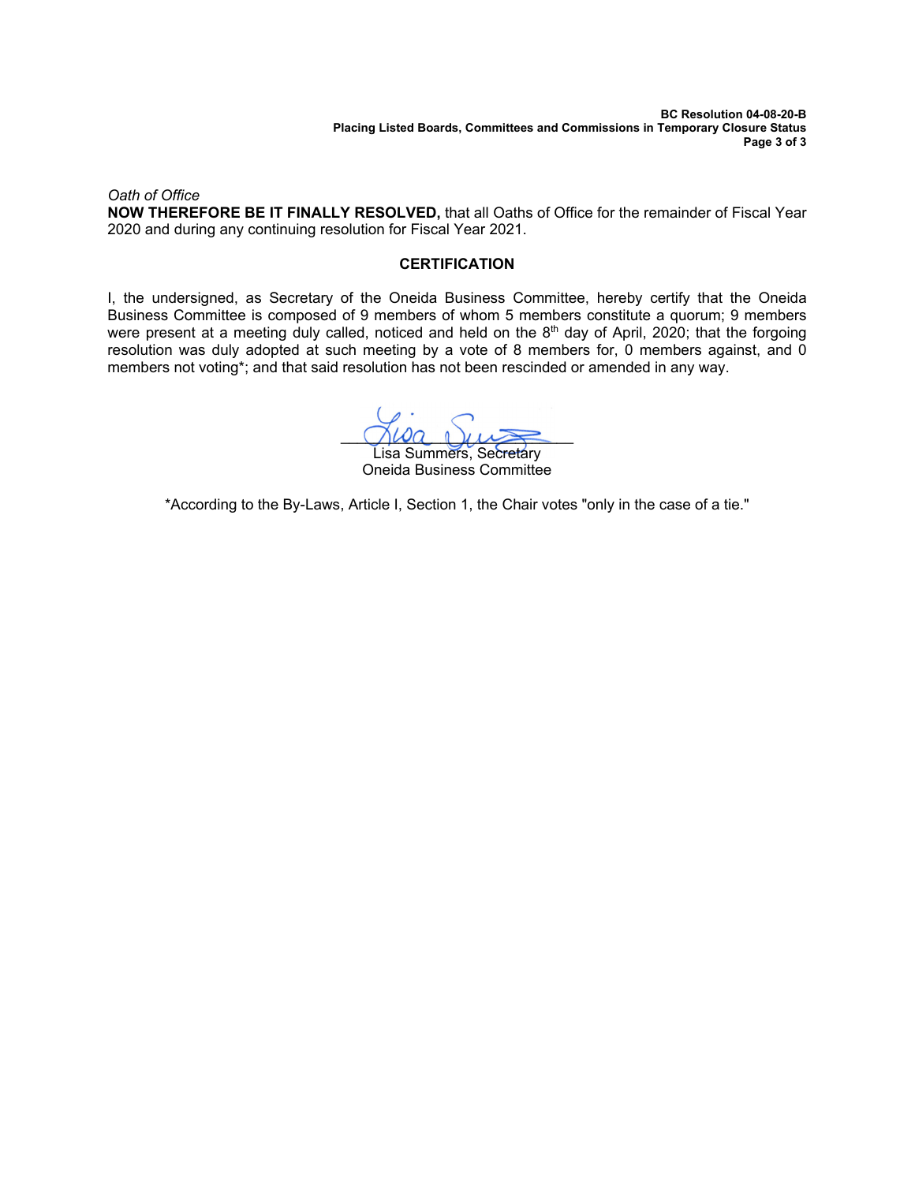*Oath of Office*
**NOW THEREFORE BE IT FINALLY RESOLVED,** that all Oaths of Office for the remainder of Fiscal Year 2020 and during any continuing resolution for Fiscal Year 2021.

## CERTIFICATION

I, the undersigned, as Secretary of the Oneida Business Committee, hereby certify that the Oneida Business Committee is composed of 9 members of whom 5 members constitute a quorum; 9 members were present at a meeting duly called, noticed and held on the 8th day of April, 2020; that the forgoing resolution was duly adopted at such meeting by a vote of 8 members for, 0 members against, and 0 members not voting*; and that said resolution has not been rescinded or amended in any way.

Lisa Summers, Secretary
Oneida Business Committee

*According to the By-Laws, Article I, Section 1, the Chair votes "only in the case of a tie."